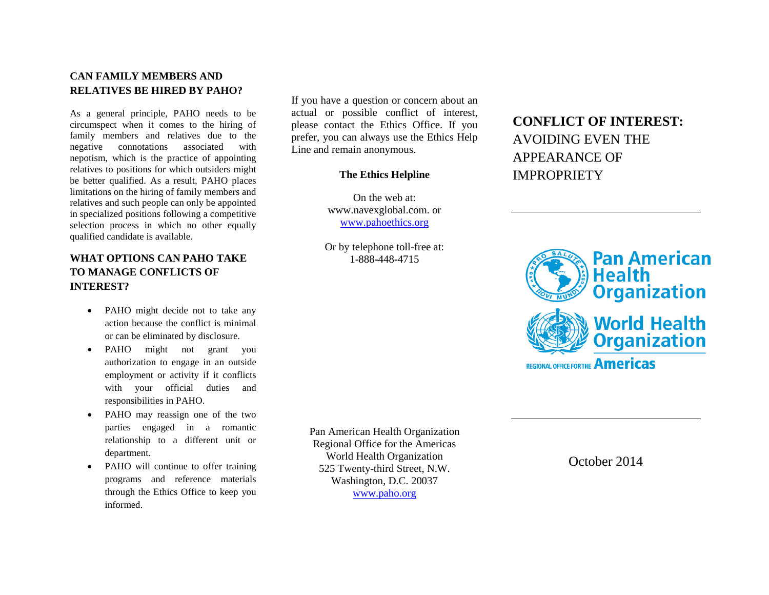## CAN FAMILY MEMBERS AND RELATIVES BE HIRED BY PAHO?

As a general principle, PAHO needs to be circumspect when it comes to the hiring of family members and relatives due to the negative connotations associated with nepotism, which is the practice of appointing relatives to positions for which outsiders might be better qualified. As a result, PAHO places limitations on the hiring of family members and relatives and such people can only be appointed in specialized positions following a competitive selection process in which no other equally qualified candidate is available.

## WHAT OPTIONS CAN PAHO TAKE TO MANAGE CONFLICTS OF INTEREST?

- PAHO might decide not to take any action because the conflict is minimal or can be eliminated by disclosure.
- PAHO might not grant you authorization to engage in an outside employment or activity if it conflicts with your official duties and responsibilities in PAHO.
- PAHO may reassign one of the two parties engaged in a romantic relationship to a different unit or department.
- PAHO will continue to offer training programs and reference materials through the Ethics Office to keep you informed.

If you have a question or concern about an actual or possible conflict of interest, please contact the Ethics Office. If you prefer, you can always use the Ethics Help Line and remain anonymous.

**The Ethics Helpline**

On the web at:
www.navexglobal.com. or
www.pahoethics.org

Or by telephone toll-free at:
1-888-448-4715

Pan American Health Organization
Regional Office for the Americas
World Health Organization
525 Twenty-third Street, N.W.
Washington, D.C. 20037
www.paho.org

# CONFLICT OF INTEREST: AVOIDING EVEN THE APPEARANCE OF IMPROPRIETY

Pan American Health Organization
World Health Organization
REGIONAL OFFICE FOR THE Americas

October 2014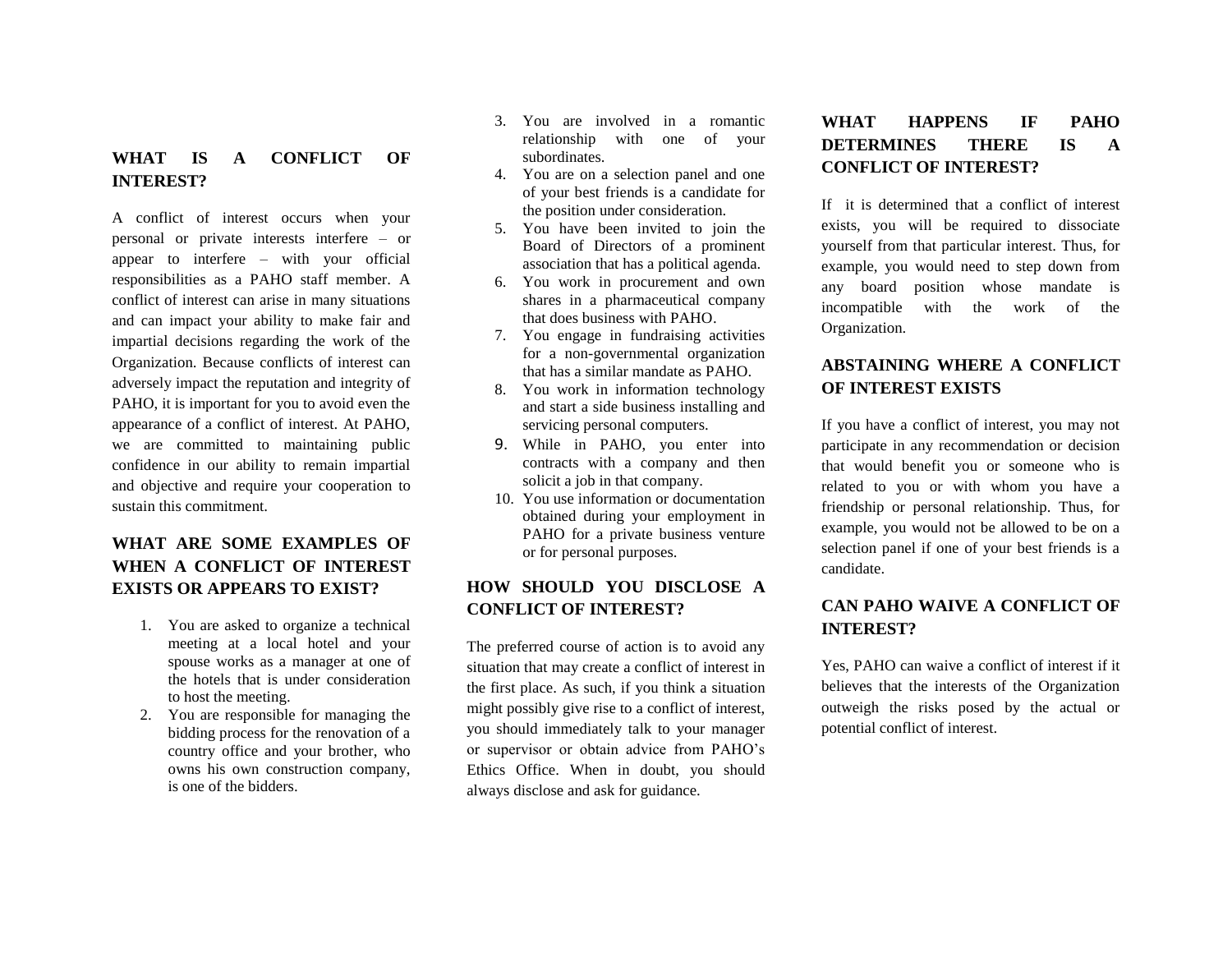## WHAT IS A CONFLICT OF INTEREST?

A conflict of interest occurs when your personal or private interests interfere – or appear to interfere – with your official responsibilities as a PAHO staff member. A conflict of interest can arise in many situations and can impact your ability to make fair and impartial decisions regarding the work of the Organization. Because conflicts of interest can adversely impact the reputation and integrity of PAHO, it is important for you to avoid even the appearance of a conflict of interest. At PAHO, we are committed to maintaining public confidence in our ability to remain impartial and objective and require your cooperation to sustain this commitment.

## WHAT ARE SOME EXAMPLES OF WHEN A CONFLICT OF INTEREST EXISTS OR APPEARS TO EXIST?

1. You are asked to organize a technical meeting at a local hotel and your spouse works as a manager at one of the hotels that is under consideration to host the meeting.
2. You are responsible for managing the bidding process for the renovation of a country office and your brother, who owns his own construction company, is one of the bidders.
3. You are involved in a romantic relationship with one of your subordinates.
4. You are on a selection panel and one of your best friends is a candidate for the position under consideration.
5. You have been invited to join the Board of Directors of a prominent association that has a political agenda.
6. You work in procurement and own shares in a pharmaceutical company that does business with PAHO.
7. You engage in fundraising activities for a non-governmental organization that has a similar mandate as PAHO.
8. You work in information technology and start a side business installing and servicing personal computers.
9. While in PAHO, you enter into contracts with a company and then solicit a job in that company.
10. You use information or documentation obtained during your employment in PAHO for a private business venture or for personal purposes.

## HOW SHOULD YOU DISCLOSE A CONFLICT OF INTEREST?

The preferred course of action is to avoid any situation that may create a conflict of interest in the first place. As such, if you think a situation might possibly give rise to a conflict of interest, you should immediately talk to your manager or supervisor or obtain advice from PAHO's Ethics Office. When in doubt, you should always disclose and ask for guidance.

## WHAT HAPPENS IF PAHO DETERMINES THERE IS A CONFLICT OF INTEREST?

If it is determined that a conflict of interest exists, you will be required to dissociate yourself from that particular interest. Thus, for example, you would need to step down from any board position whose mandate is incompatible with the work of the Organization.

## ABSTAINING WHERE A CONFLICT OF INTEREST EXISTS

If you have a conflict of interest, you may not participate in any recommendation or decision that would benefit you or someone who is related to you or with whom you have a friendship or personal relationship. Thus, for example, you would not be allowed to be on a selection panel if one of your best friends is a candidate.

## CAN PAHO WAIVE A CONFLICT OF INTEREST?

Yes, PAHO can waive a conflict of interest if it believes that the interests of the Organization outweigh the risks posed by the actual or potential conflict of interest.